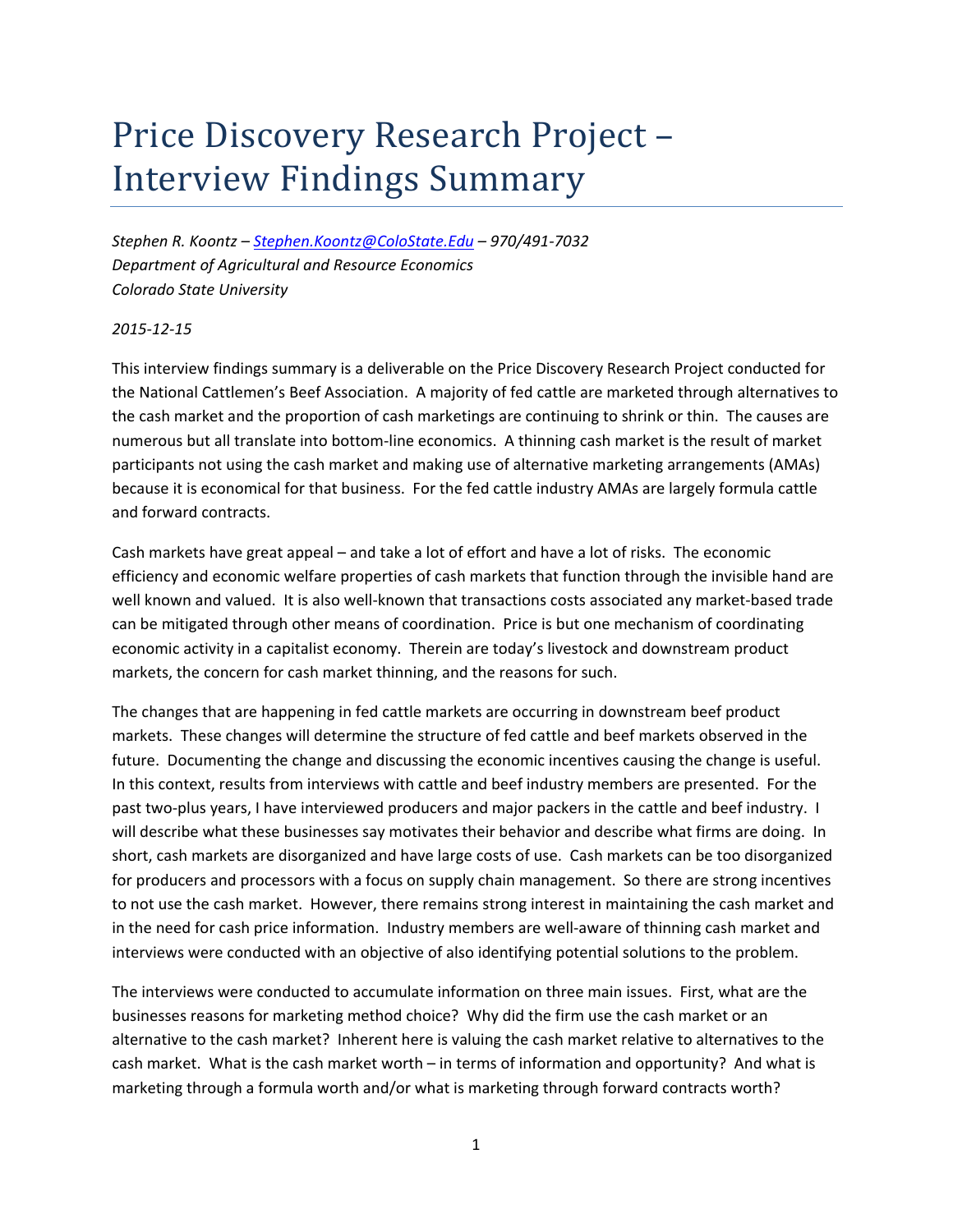# Price Discovery Research Project – Interview Findings Summary

*Stephen R. Koontz – [Stephen.Koontz@ColoState.Edu](mailto:Stephen.Koontz@ColoState.Edu) – 970/491-7032*
*Department of Agricultural and Resource Economics*
*Colorado State University*

*2015-12-15*

This interview findings summary is a deliverable on the Price Discovery Research Project conducted for the National Cattlemen's Beef Association. A majority of fed cattle are marketed through alternatives to the cash market and the proportion of cash marketings are continuing to shrink or thin. The causes are numerous but all translate into bottom-line economics. A thinning cash market is the result of market participants not using the cash market and making use of alternative marketing arrangements (AMAs) because it is economical for that business. For the fed cattle industry AMAs are largely formula cattle and forward contracts.

Cash markets have great appeal – and take a lot of effort and have a lot of risks. The economic efficiency and economic welfare properties of cash markets that function through the invisible hand are well known and valued. It is also well-known that transactions costs associated any market-based trade can be mitigated through other means of coordination. Price is but one mechanism of coordinating economic activity in a capitalist economy. Therein are today's livestock and downstream product markets, the concern for cash market thinning, and the reasons for such.

The changes that are happening in fed cattle markets are occurring in downstream beef product markets. These changes will determine the structure of fed cattle and beef markets observed in the future. Documenting the change and discussing the economic incentives causing the change is useful. In this context, results from interviews with cattle and beef industry members are presented. For the past two-plus years, I have interviewed producers and major packers in the cattle and beef industry. I will describe what these businesses say motivates their behavior and describe what firms are doing. In short, cash markets are disorganized and have large costs of use. Cash markets can be too disorganized for producers and processors with a focus on supply chain management. So there are strong incentives to not use the cash market. However, there remains strong interest in maintaining the cash market and in the need for cash price information. Industry members are well-aware of thinning cash market and interviews were conducted with an objective of also identifying potential solutions to the problem.

The interviews were conducted to accumulate information on three main issues. First, what are the businesses reasons for marketing method choice? Why did the firm use the cash market or an alternative to the cash market? Inherent here is valuing the cash market relative to alternatives to the cash market. What is the cash market worth – in terms of information and opportunity? And what is marketing through a formula worth and/or what is marketing through forward contracts worth?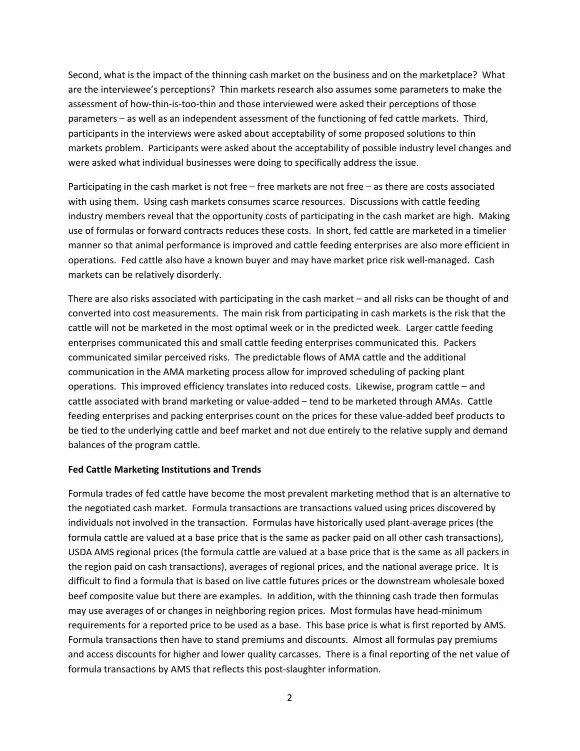Second, what is the impact of the thinning cash market on the business and on the marketplace? What are the interviewee's perceptions? Thin markets research also assumes some parameters to make the assessment of how-thin-is-too-thin and those interviewed were asked their perceptions of those parameters – as well as an independent assessment of the functioning of fed cattle markets. Third, participants in the interviews were asked about acceptability of some proposed solutions to thin markets problem. Participants were asked about the acceptability of possible industry level changes and were asked what individual businesses were doing to specifically address the issue.

Participating in the cash market is not free – free markets are not free – as there are costs associated with using them. Using cash markets consumes scarce resources. Discussions with cattle feeding industry members reveal that the opportunity costs of participating in the cash market are high. Making use of formulas or forward contracts reduces these costs. In short, fed cattle are marketed in a timelier manner so that animal performance is improved and cattle feeding enterprises are also more efficient in operations. Fed cattle also have a known buyer and may have market price risk well-managed. Cash markets can be relatively disorderly.

There are also risks associated with participating in the cash market – and all risks can be thought of and converted into cost measurements. The main risk from participating in cash markets is the risk that the cattle will not be marketed in the most optimal week or in the predicted week. Larger cattle feeding enterprises communicated this and small cattle feeding enterprises communicated this. Packers communicated similar perceived risks. The predictable flows of AMA cattle and the additional communication in the AMA marketing process allow for improved scheduling of packing plant operations. This improved efficiency translates into reduced costs. Likewise, program cattle – and cattle associated with brand marketing or value-added – tend to be marketed through AMAs. Cattle feeding enterprises and packing enterprises count on the prices for these value-added beef products to be tied to the underlying cattle and beef market and not due entirely to the relative supply and demand balances of the program cattle.

**Fed Cattle Marketing Institutions and Trends**

Formula trades of fed cattle have become the most prevalent marketing method that is an alternative to the negotiated cash market. Formula transactions are transactions valued using prices discovered by individuals not involved in the transaction. Formulas have historically used plant-average prices (the formula cattle are valued at a base price that is the same as packer paid on all other cash transactions), USDA AMS regional prices (the formula cattle are valued at a base price that is the same as all packers in the region paid on cash transactions), averages of regional prices, and the national average price. It is difficult to find a formula that is based on live cattle futures prices or the downstream wholesale boxed beef composite value but there are examples. In addition, with the thinning cash trade then formulas may use averages of or changes in neighboring region prices. Most formulas have head-minimum requirements for a reported price to be used as a base. This base price is what is first reported by AMS. Formula transactions then have to stand premiums and discounts. Almost all formulas pay premiums and access discounts for higher and lower quality carcasses. There is a final reporting of the net value of formula transactions by AMS that reflects this post-slaughter information.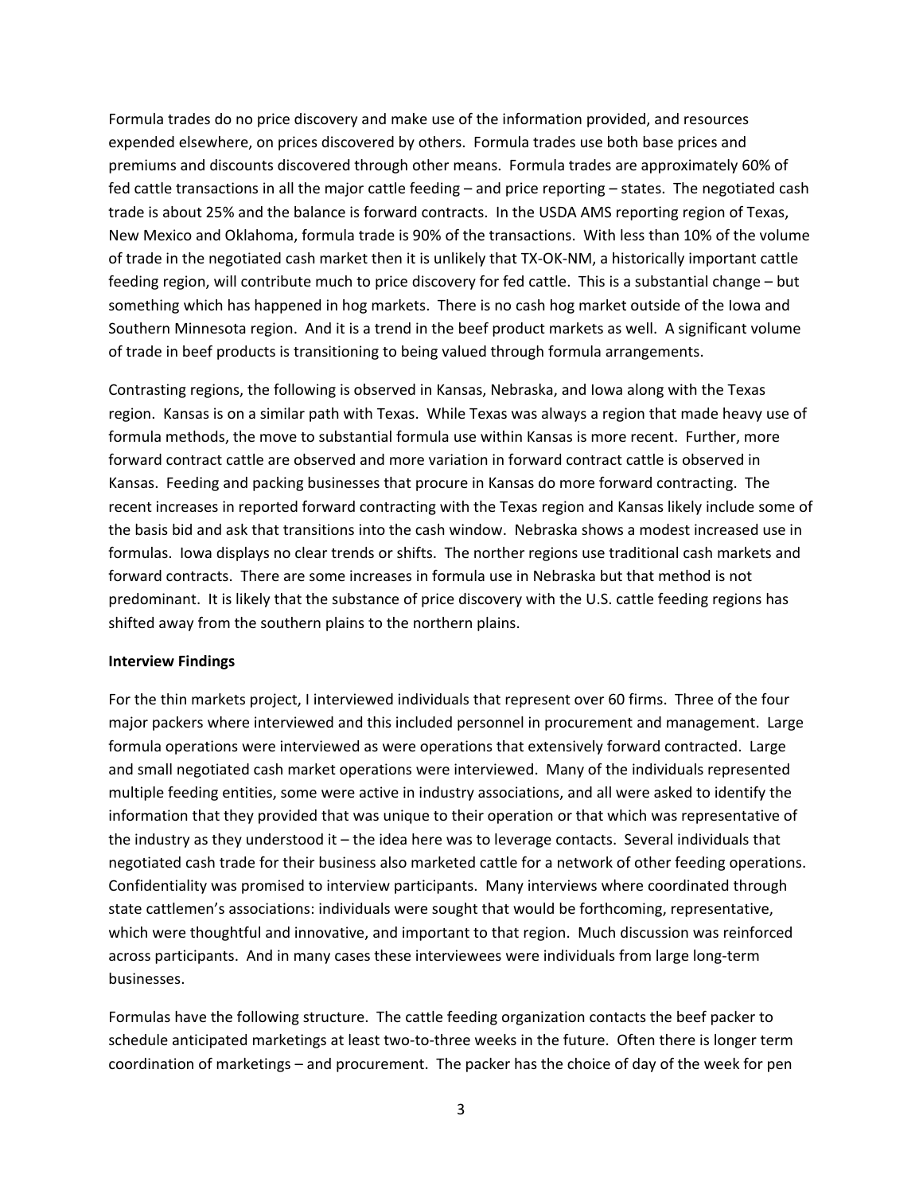Formula trades do no price discovery and make use of the information provided, and resources expended elsewhere, on prices discovered by others. Formula trades use both base prices and premiums and discounts discovered through other means. Formula trades are approximately 60% of fed cattle transactions in all the major cattle feeding – and price reporting – states. The negotiated cash trade is about 25% and the balance is forward contracts. In the USDA AMS reporting region of Texas, New Mexico and Oklahoma, formula trade is 90% of the transactions. With less than 10% of the volume of trade in the negotiated cash market then it is unlikely that TX-OK-NM, a historically important cattle feeding region, will contribute much to price discovery for fed cattle. This is a substantial change – but something which has happened in hog markets. There is no cash hog market outside of the Iowa and Southern Minnesota region. And it is a trend in the beef product markets as well. A significant volume of trade in beef products is transitioning to being valued through formula arrangements.

Contrasting regions, the following is observed in Kansas, Nebraska, and Iowa along with the Texas region. Kansas is on a similar path with Texas. While Texas was always a region that made heavy use of formula methods, the move to substantial formula use within Kansas is more recent. Further, more forward contract cattle are observed and more variation in forward contract cattle is observed in Kansas. Feeding and packing businesses that procure in Kansas do more forward contracting. The recent increases in reported forward contracting with the Texas region and Kansas likely include some of the basis bid and ask that transitions into the cash window. Nebraska shows a modest increased use in formulas. Iowa displays no clear trends or shifts. The norther regions use traditional cash markets and forward contracts. There are some increases in formula use in Nebraska but that method is not predominant. It is likely that the substance of price discovery with the U.S. cattle feeding regions has shifted away from the southern plains to the northern plains.

**Interview Findings**

For the thin markets project, I interviewed individuals that represent over 60 firms. Three of the four major packers where interviewed and this included personnel in procurement and management. Large formula operations were interviewed as were operations that extensively forward contracted. Large and small negotiated cash market operations were interviewed. Many of the individuals represented multiple feeding entities, some were active in industry associations, and all were asked to identify the information that they provided that was unique to their operation or that which was representative of the industry as they understood it – the idea here was to leverage contacts. Several individuals that negotiated cash trade for their business also marketed cattle for a network of other feeding operations. Confidentiality was promised to interview participants. Many interviews where coordinated through state cattlemen's associations: individuals were sought that would be forthcoming, representative, which were thoughtful and innovative, and important to that region. Much discussion was reinforced across participants. And in many cases these interviewees were individuals from large long-term businesses.

Formulas have the following structure. The cattle feeding organization contacts the beef packer to schedule anticipated marketings at least two-to-three weeks in the future. Often there is longer term coordination of marketings – and procurement. The packer has the choice of day of the week for pen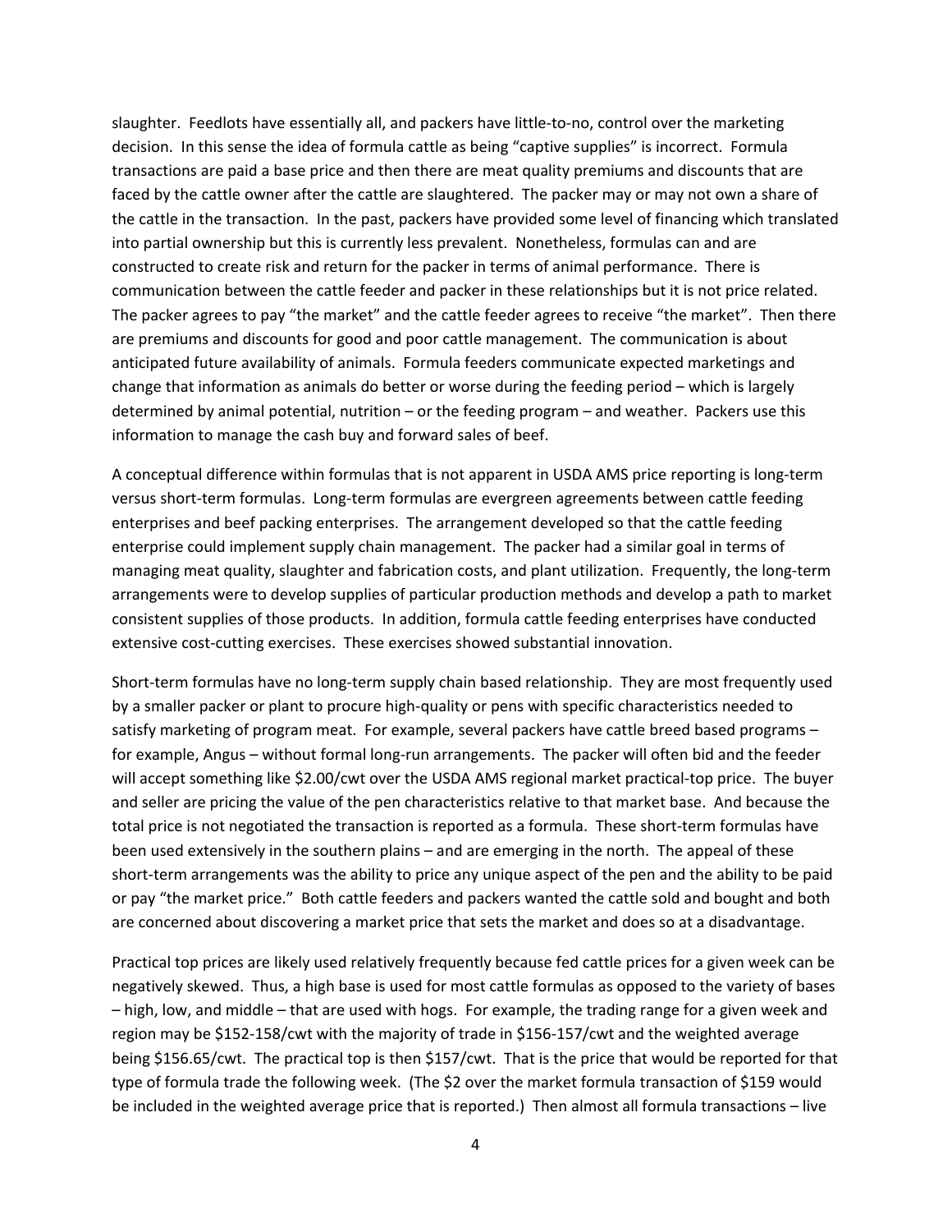slaughter. Feedlots have essentially all, and packers have little-to-no, control over the marketing decision. In this sense the idea of formula cattle as being "captive supplies" is incorrect. Formula transactions are paid a base price and then there are meat quality premiums and discounts that are faced by the cattle owner after the cattle are slaughtered. The packer may or may not own a share of the cattle in the transaction. In the past, packers have provided some level of financing which translated into partial ownership but this is currently less prevalent. Nonetheless, formulas can and are constructed to create risk and return for the packer in terms of animal performance. There is communication between the cattle feeder and packer in these relationships but it is not price related. The packer agrees to pay "the market" and the cattle feeder agrees to receive "the market". Then there are premiums and discounts for good and poor cattle management. The communication is about anticipated future availability of animals. Formula feeders communicate expected marketings and change that information as animals do better or worse during the feeding period – which is largely determined by animal potential, nutrition – or the feeding program – and weather. Packers use this information to manage the cash buy and forward sales of beef.

A conceptual difference within formulas that is not apparent in USDA AMS price reporting is long-term versus short-term formulas. Long-term formulas are evergreen agreements between cattle feeding enterprises and beef packing enterprises. The arrangement developed so that the cattle feeding enterprise could implement supply chain management. The packer had a similar goal in terms of managing meat quality, slaughter and fabrication costs, and plant utilization. Frequently, the long-term arrangements were to develop supplies of particular production methods and develop a path to market consistent supplies of those products. In addition, formula cattle feeding enterprises have conducted extensive cost-cutting exercises. These exercises showed substantial innovation.

Short-term formulas have no long-term supply chain based relationship. They are most frequently used by a smaller packer or plant to procure high-quality or pens with specific characteristics needed to satisfy marketing of program meat. For example, several packers have cattle breed based programs – for example, Angus – without formal long-run arrangements. The packer will often bid and the feeder will accept something like $2.00/cwt over the USDA AMS regional market practical-top price. The buyer and seller are pricing the value of the pen characteristics relative to that market base. And because the total price is not negotiated the transaction is reported as a formula. These short-term formulas have been used extensively in the southern plains – and are emerging in the north. The appeal of these short-term arrangements was the ability to price any unique aspect of the pen and the ability to be paid or pay "the market price." Both cattle feeders and packers wanted the cattle sold and bought and both are concerned about discovering a market price that sets the market and does so at a disadvantage.

Practical top prices are likely used relatively frequently because fed cattle prices for a given week can be negatively skewed. Thus, a high base is used for most cattle formulas as opposed to the variety of bases – high, low, and middle – that are used with hogs. For example, the trading range for a given week and region may be $152-158/cwt with the majority of trade in $156-157/cwt and the weighted average being $156.65/cwt. The practical top is then $157/cwt. That is the price that would be reported for that type of formula trade the following week. (The $2 over the market formula transaction of $159 would be included in the weighted average price that is reported.) Then almost all formula transactions – live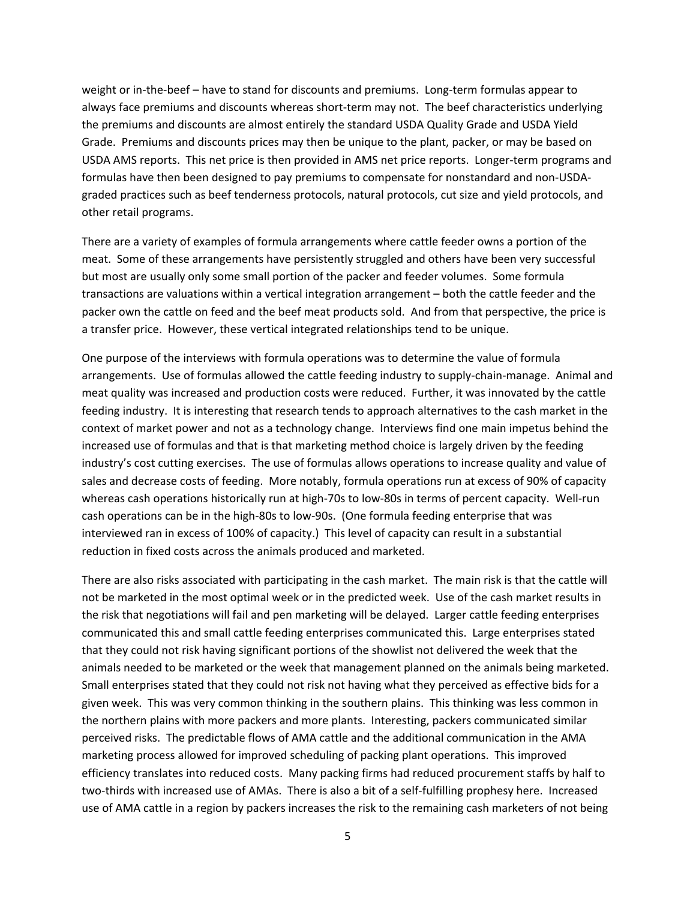weight or in-the-beef – have to stand for discounts and premiums. Long-term formulas appear to always face premiums and discounts whereas short-term may not. The beef characteristics underlying the premiums and discounts are almost entirely the standard USDA Quality Grade and USDA Yield Grade. Premiums and discounts prices may then be unique to the plant, packer, or may be based on USDA AMS reports. This net price is then provided in AMS net price reports. Longer-term programs and formulas have then been designed to pay premiums to compensate for nonstandard and non-USDA-graded practices such as beef tenderness protocols, natural protocols, cut size and yield protocols, and other retail programs.

There are a variety of examples of formula arrangements where cattle feeder owns a portion of the meat. Some of these arrangements have persistently struggled and others have been very successful but most are usually only some small portion of the packer and feeder volumes. Some formula transactions are valuations within a vertical integration arrangement – both the cattle feeder and the packer own the cattle on feed and the beef meat products sold. And from that perspective, the price is a transfer price. However, these vertical integrated relationships tend to be unique.

One purpose of the interviews with formula operations was to determine the value of formula arrangements. Use of formulas allowed the cattle feeding industry to supply-chain-manage. Animal and meat quality was increased and production costs were reduced. Further, it was innovated by the cattle feeding industry. It is interesting that research tends to approach alternatives to the cash market in the context of market power and not as a technology change. Interviews find one main impetus behind the increased use of formulas and that is that marketing method choice is largely driven by the feeding industry's cost cutting exercises. The use of formulas allows operations to increase quality and value of sales and decrease costs of feeding. More notably, formula operations run at excess of 90% of capacity whereas cash operations historically run at high-70s to low-80s in terms of percent capacity. Well-run cash operations can be in the high-80s to low-90s. (One formula feeding enterprise that was interviewed ran in excess of 100% of capacity.) This level of capacity can result in a substantial reduction in fixed costs across the animals produced and marketed.

There are also risks associated with participating in the cash market. The main risk is that the cattle will not be marketed in the most optimal week or in the predicted week. Use of the cash market results in the risk that negotiations will fail and pen marketing will be delayed. Larger cattle feeding enterprises communicated this and small cattle feeding enterprises communicated this. Large enterprises stated that they could not risk having significant portions of the showlist not delivered the week that the animals needed to be marketed or the week that management planned on the animals being marketed. Small enterprises stated that they could not risk not having what they perceived as effective bids for a given week. This was very common thinking in the southern plains. This thinking was less common in the northern plains with more packers and more plants. Interesting, packers communicated similar perceived risks. The predictable flows of AMA cattle and the additional communication in the AMA marketing process allowed for improved scheduling of packing plant operations. This improved efficiency translates into reduced costs. Many packing firms had reduced procurement staffs by half to two-thirds with increased use of AMAs. There is also a bit of a self-fulfilling prophesy here. Increased use of AMA cattle in a region by packers increases the risk to the remaining cash marketers of not being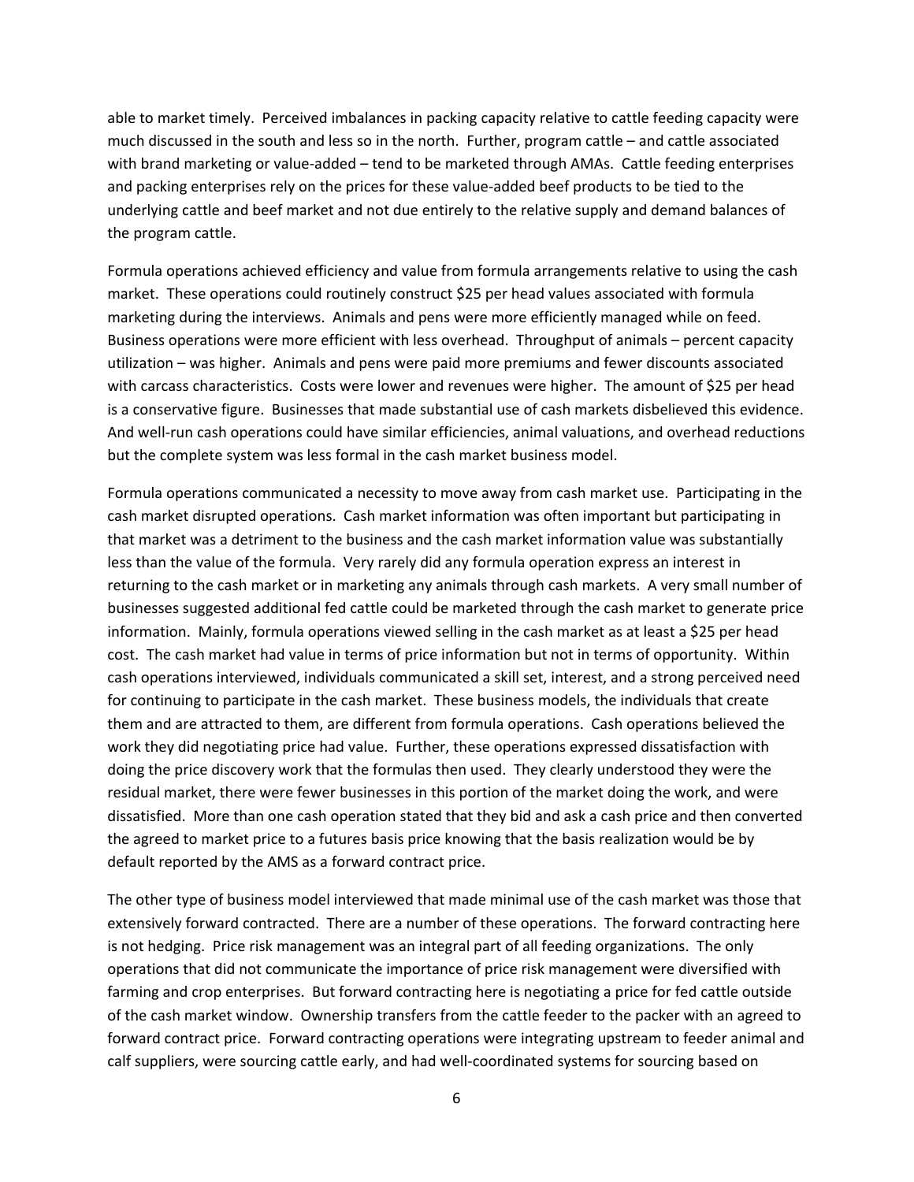able to market timely. Perceived imbalances in packing capacity relative to cattle feeding capacity were much discussed in the south and less so in the north. Further, program cattle – and cattle associated with brand marketing or value-added – tend to be marketed through AMAs. Cattle feeding enterprises and packing enterprises rely on the prices for these value-added beef products to be tied to the underlying cattle and beef market and not due entirely to the relative supply and demand balances of the program cattle.

Formula operations achieved efficiency and value from formula arrangements relative to using the cash market. These operations could routinely construct $25 per head values associated with formula marketing during the interviews. Animals and pens were more efficiently managed while on feed. Business operations were more efficient with less overhead. Throughput of animals – percent capacity utilization – was higher. Animals and pens were paid more premiums and fewer discounts associated with carcass characteristics. Costs were lower and revenues were higher. The amount of $25 per head is a conservative figure. Businesses that made substantial use of cash markets disbelieved this evidence. And well-run cash operations could have similar efficiencies, animal valuations, and overhead reductions but the complete system was less formal in the cash market business model.

Formula operations communicated a necessity to move away from cash market use. Participating in the cash market disrupted operations. Cash market information was often important but participating in that market was a detriment to the business and the cash market information value was substantially less than the value of the formula. Very rarely did any formula operation express an interest in returning to the cash market or in marketing any animals through cash markets. A very small number of businesses suggested additional fed cattle could be marketed through the cash market to generate price information. Mainly, formula operations viewed selling in the cash market as at least a $25 per head cost. The cash market had value in terms of price information but not in terms of opportunity. Within cash operations interviewed, individuals communicated a skill set, interest, and a strong perceived need for continuing to participate in the cash market. These business models, the individuals that create them and are attracted to them, are different from formula operations. Cash operations believed the work they did negotiating price had value. Further, these operations expressed dissatisfaction with doing the price discovery work that the formulas then used. They clearly understood they were the residual market, there were fewer businesses in this portion of the market doing the work, and were dissatisfied. More than one cash operation stated that they bid and ask a cash price and then converted the agreed to market price to a futures basis price knowing that the basis realization would be by default reported by the AMS as a forward contract price.

The other type of business model interviewed that made minimal use of the cash market was those that extensively forward contracted. There are a number of these operations. The forward contracting here is not hedging. Price risk management was an integral part of all feeding organizations. The only operations that did not communicate the importance of price risk management were diversified with farming and crop enterprises. But forward contracting here is negotiating a price for fed cattle outside of the cash market window. Ownership transfers from the cattle feeder to the packer with an agreed to forward contract price. Forward contracting operations were integrating upstream to feeder animal and calf suppliers, were sourcing cattle early, and had well-coordinated systems for sourcing based on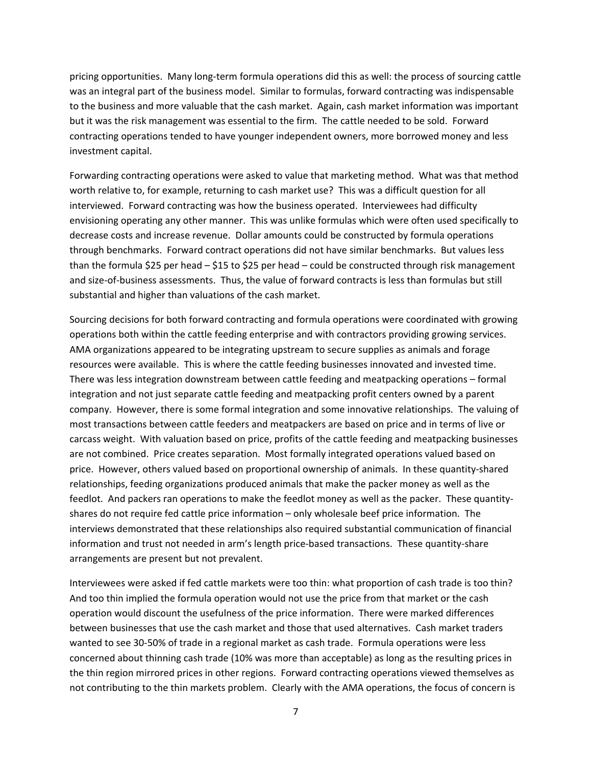pricing opportunities. Many long-term formula operations did this as well: the process of sourcing cattle was an integral part of the business model. Similar to formulas, forward contracting was indispensable to the business and more valuable that the cash market. Again, cash market information was important but it was the risk management was essential to the firm. The cattle needed to be sold. Forward contracting operations tended to have younger independent owners, more borrowed money and less investment capital.

Forwarding contracting operations were asked to value that marketing method. What was that method worth relative to, for example, returning to cash market use? This was a difficult question for all interviewed. Forward contracting was how the business operated. Interviewees had difficulty envisioning operating any other manner. This was unlike formulas which were often used specifically to decrease costs and increase revenue. Dollar amounts could be constructed by formula operations through benchmarks. Forward contract operations did not have similar benchmarks. But values less than the formula $25 per head – $15 to $25 per head – could be constructed through risk management and size-of-business assessments. Thus, the value of forward contracts is less than formulas but still substantial and higher than valuations of the cash market.

Sourcing decisions for both forward contracting and formula operations were coordinated with growing operations both within the cattle feeding enterprise and with contractors providing growing services. AMA organizations appeared to be integrating upstream to secure supplies as animals and forage resources were available. This is where the cattle feeding businesses innovated and invested time. There was less integration downstream between cattle feeding and meatpacking operations – formal integration and not just separate cattle feeding and meatpacking profit centers owned by a parent company. However, there is some formal integration and some innovative relationships. The valuing of most transactions between cattle feeders and meatpackers are based on price and in terms of live or carcass weight. With valuation based on price, profits of the cattle feeding and meatpacking businesses are not combined. Price creates separation. Most formally integrated operations valued based on price. However, others valued based on proportional ownership of animals. In these quantity-shared relationships, feeding organizations produced animals that make the packer money as well as the feedlot. And packers ran operations to make the feedlot money as well as the packer. These quantity-shares do not require fed cattle price information – only wholesale beef price information. The interviews demonstrated that these relationships also required substantial communication of financial information and trust not needed in arm's length price-based transactions. These quantity-share arrangements are present but not prevalent.

Interviewees were asked if fed cattle markets were too thin: what proportion of cash trade is too thin? And too thin implied the formula operation would not use the price from that market or the cash operation would discount the usefulness of the price information. There were marked differences between businesses that use the cash market and those that used alternatives. Cash market traders wanted to see 30-50% of trade in a regional market as cash trade. Formula operations were less concerned about thinning cash trade (10% was more than acceptable) as long as the resulting prices in the thin region mirrored prices in other regions. Forward contracting operations viewed themselves as not contributing to the thin markets problem. Clearly with the AMA operations, the focus of concern is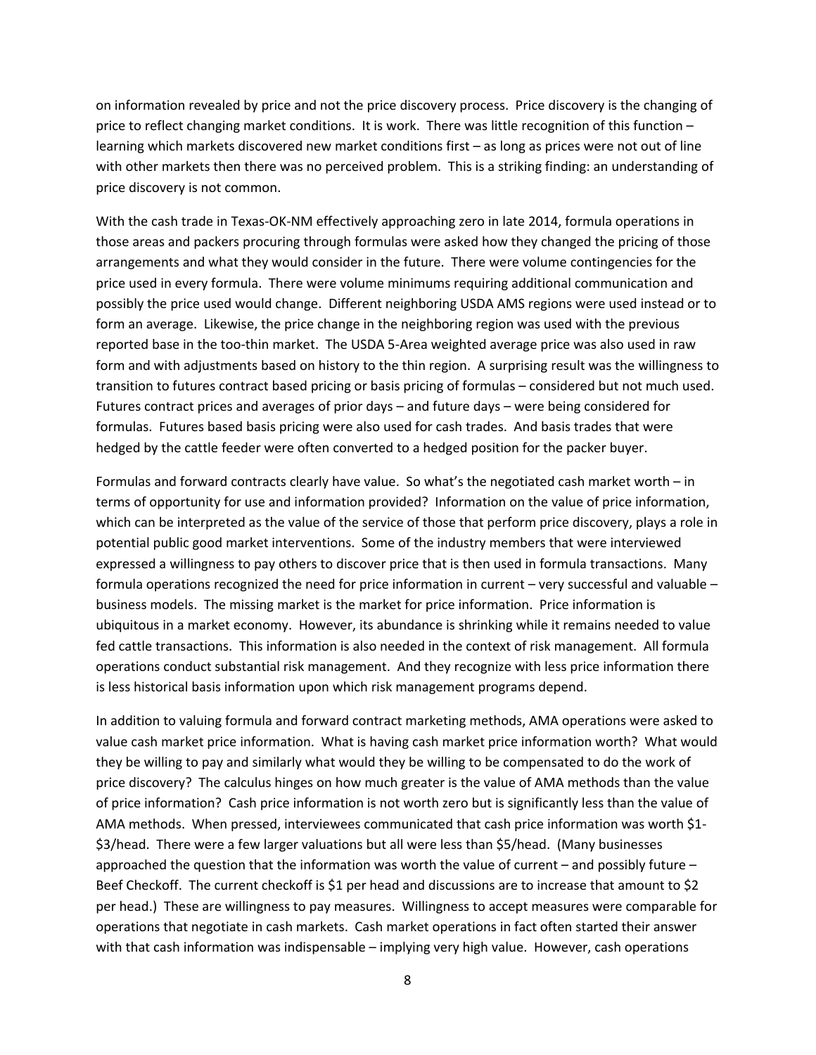on information revealed by price and not the price discovery process. Price discovery is the changing of price to reflect changing market conditions. It is work. There was little recognition of this function – learning which markets discovered new market conditions first – as long as prices were not out of line with other markets then there was no perceived problem. This is a striking finding: an understanding of price discovery is not common.

With the cash trade in Texas-OK-NM effectively approaching zero in late 2014, formula operations in those areas and packers procuring through formulas were asked how they changed the pricing of those arrangements and what they would consider in the future. There were volume contingencies for the price used in every formula. There were volume minimums requiring additional communication and possibly the price used would change. Different neighboring USDA AMS regions were used instead or to form an average. Likewise, the price change in the neighboring region was used with the previous reported base in the too-thin market. The USDA 5-Area weighted average price was also used in raw form and with adjustments based on history to the thin region. A surprising result was the willingness to transition to futures contract based pricing or basis pricing of formulas – considered but not much used. Futures contract prices and averages of prior days – and future days – were being considered for formulas. Futures based basis pricing were also used for cash trades. And basis trades that were hedged by the cattle feeder were often converted to a hedged position for the packer buyer.

Formulas and forward contracts clearly have value. So what's the negotiated cash market worth – in terms of opportunity for use and information provided? Information on the value of price information, which can be interpreted as the value of the service of those that perform price discovery, plays a role in potential public good market interventions. Some of the industry members that were interviewed expressed a willingness to pay others to discover price that is then used in formula transactions. Many formula operations recognized the need for price information in current – very successful and valuable – business models. The missing market is the market for price information. Price information is ubiquitous in a market economy. However, its abundance is shrinking while it remains needed to value fed cattle transactions. This information is also needed in the context of risk management. All formula operations conduct substantial risk management. And they recognize with less price information there is less historical basis information upon which risk management programs depend.

In addition to valuing formula and forward contract marketing methods, AMA operations were asked to value cash market price information. What is having cash market price information worth? What would they be willing to pay and similarly what would they be willing to be compensated to do the work of price discovery? The calculus hinges on how much greater is the value of AMA methods than the value of price information? Cash price information is not worth zero but is significantly less than the value of AMA methods. When pressed, interviewees communicated that cash price information was worth $1-$3/head. There were a few larger valuations but all were less than $5/head. (Many businesses approached the question that the information was worth the value of current – and possibly future – Beef Checkoff. The current checkoff is $1 per head and discussions are to increase that amount to $2 per head.) These are willingness to pay measures. Willingness to accept measures were comparable for operations that negotiate in cash markets. Cash market operations in fact often started their answer with that cash information was indispensable – implying very high value. However, cash operations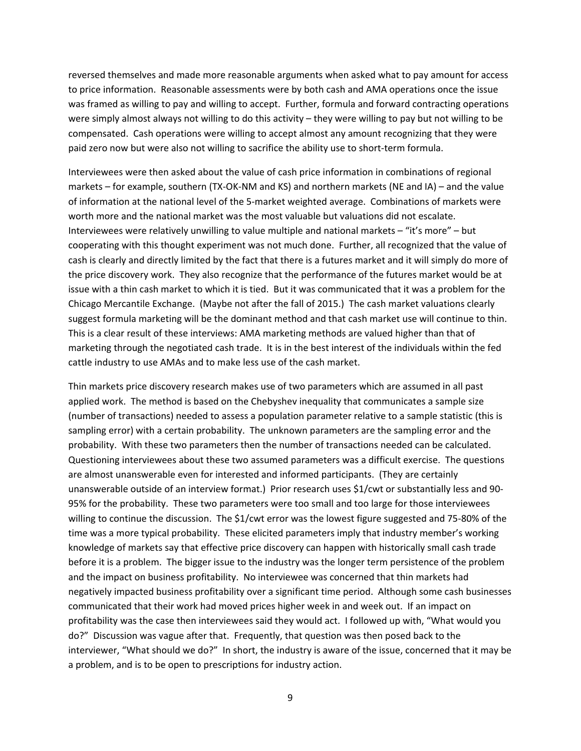reversed themselves and made more reasonable arguments when asked what to pay amount for access to price information. Reasonable assessments were by both cash and AMA operations once the issue was framed as willing to pay and willing to accept. Further, formula and forward contracting operations were simply almost always not willing to do this activity – they were willing to pay but not willing to be compensated. Cash operations were willing to accept almost any amount recognizing that they were paid zero now but were also not willing to sacrifice the ability use to short-term formula.

Interviewees were then asked about the value of cash price information in combinations of regional markets – for example, southern (TX-OK-NM and KS) and northern markets (NE and IA) – and the value of information at the national level of the 5-market weighted average. Combinations of markets were worth more and the national market was the most valuable but valuations did not escalate. Interviewees were relatively unwilling to value multiple and national markets – "it's more" – but cooperating with this thought experiment was not much done. Further, all recognized that the value of cash is clearly and directly limited by the fact that there is a futures market and it will simply do more of the price discovery work. They also recognize that the performance of the futures market would be at issue with a thin cash market to which it is tied. But it was communicated that it was a problem for the Chicago Mercantile Exchange. (Maybe not after the fall of 2015.) The cash market valuations clearly suggest formula marketing will be the dominant method and that cash market use will continue to thin. This is a clear result of these interviews: AMA marketing methods are valued higher than that of marketing through the negotiated cash trade. It is in the best interest of the individuals within the fed cattle industry to use AMAs and to make less use of the cash market.

Thin markets price discovery research makes use of two parameters which are assumed in all past applied work. The method is based on the Chebyshev inequality that communicates a sample size (number of transactions) needed to assess a population parameter relative to a sample statistic (this is sampling error) with a certain probability. The unknown parameters are the sampling error and the probability. With these two parameters then the number of transactions needed can be calculated. Questioning interviewees about these two assumed parameters was a difficult exercise. The questions are almost unanswerable even for interested and informed participants. (They are certainly unanswerable outside of an interview format.) Prior research uses $1/cwt or substantially less and 90-95% for the probability. These two parameters were too small and too large for those interviewees willing to continue the discussion. The $1/cwt error was the lowest figure suggested and 75-80% of the time was a more typical probability. These elicited parameters imply that industry member's working knowledge of markets say that effective price discovery can happen with historically small cash trade before it is a problem. The bigger issue to the industry was the longer term persistence of the problem and the impact on business profitability. No interviewee was concerned that thin markets had negatively impacted business profitability over a significant time period. Although some cash businesses communicated that their work had moved prices higher week in and week out. If an impact on profitability was the case then interviewees said they would act. I followed up with, "What would you do?" Discussion was vague after that. Frequently, that question was then posed back to the interviewer, "What should we do?" In short, the industry is aware of the issue, concerned that it may be a problem, and is to be open to prescriptions for industry action.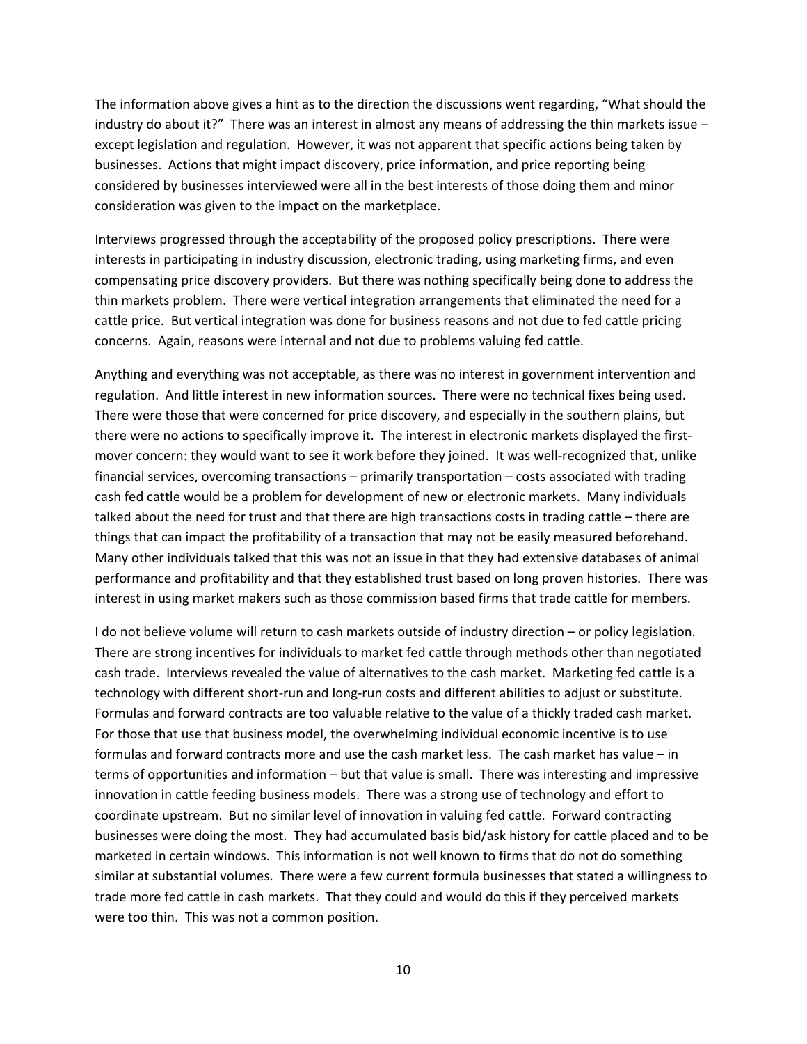The information above gives a hint as to the direction the discussions went regarding, "What should the industry do about it?" There was an interest in almost any means of addressing the thin markets issue – except legislation and regulation. However, it was not apparent that specific actions being taken by businesses. Actions that might impact discovery, price information, and price reporting being considered by businesses interviewed were all in the best interests of those doing them and minor consideration was given to the impact on the marketplace.

Interviews progressed through the acceptability of the proposed policy prescriptions. There were interests in participating in industry discussion, electronic trading, using marketing firms, and even compensating price discovery providers. But there was nothing specifically being done to address the thin markets problem. There were vertical integration arrangements that eliminated the need for a cattle price. But vertical integration was done for business reasons and not due to fed cattle pricing concerns. Again, reasons were internal and not due to problems valuing fed cattle.

Anything and everything was not acceptable, as there was no interest in government intervention and regulation. And little interest in new information sources. There were no technical fixes being used. There were those that were concerned for price discovery, and especially in the southern plains, but there were no actions to specifically improve it. The interest in electronic markets displayed the first-mover concern: they would want to see it work before they joined. It was well-recognized that, unlike financial services, overcoming transactions – primarily transportation – costs associated with trading cash fed cattle would be a problem for development of new or electronic markets. Many individuals talked about the need for trust and that there are high transactions costs in trading cattle – there are things that can impact the profitability of a transaction that may not be easily measured beforehand. Many other individuals talked that this was not an issue in that they had extensive databases of animal performance and profitability and that they established trust based on long proven histories. There was interest in using market makers such as those commission based firms that trade cattle for members.

I do not believe volume will return to cash markets outside of industry direction – or policy legislation. There are strong incentives for individuals to market fed cattle through methods other than negotiated cash trade. Interviews revealed the value of alternatives to the cash market. Marketing fed cattle is a technology with different short-run and long-run costs and different abilities to adjust or substitute. Formulas and forward contracts are too valuable relative to the value of a thickly traded cash market. For those that use that business model, the overwhelming individual economic incentive is to use formulas and forward contracts more and use the cash market less. The cash market has value – in terms of opportunities and information – but that value is small. There was interesting and impressive innovation in cattle feeding business models. There was a strong use of technology and effort to coordinate upstream. But no similar level of innovation in valuing fed cattle. Forward contracting businesses were doing the most. They had accumulated basis bid/ask history for cattle placed and to be marketed in certain windows. This information is not well known to firms that do not do something similar at substantial volumes. There were a few current formula businesses that stated a willingness to trade more fed cattle in cash markets. That they could and would do this if they perceived markets were too thin. This was not a common position.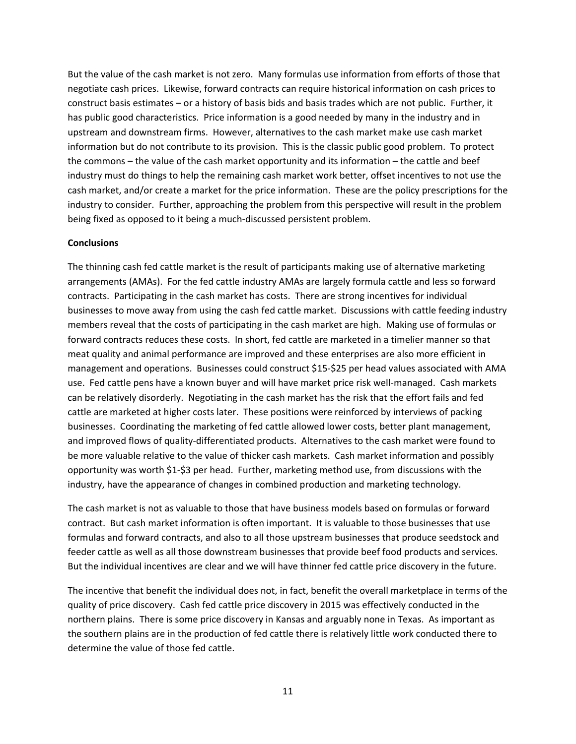But the value of the cash market is not zero. Many formulas use information from efforts of those that negotiate cash prices. Likewise, forward contracts can require historical information on cash prices to construct basis estimates – or a history of basis bids and basis trades which are not public. Further, it has public good characteristics. Price information is a good needed by many in the industry and in upstream and downstream firms. However, alternatives to the cash market make use cash market information but do not contribute to its provision. This is the classic public good problem. To protect the commons – the value of the cash market opportunity and its information – the cattle and beef industry must do things to help the remaining cash market work better, offset incentives to not use the cash market, and/or create a market for the price information. These are the policy prescriptions for the industry to consider. Further, approaching the problem from this perspective will result in the problem being fixed as opposed to it being a much-discussed persistent problem.

**Conclusions**

The thinning cash fed cattle market is the result of participants making use of alternative marketing arrangements (AMAs). For the fed cattle industry AMAs are largely formula cattle and less so forward contracts. Participating in the cash market has costs. There are strong incentives for individual businesses to move away from using the cash fed cattle market. Discussions with cattle feeding industry members reveal that the costs of participating in the cash market are high. Making use of formulas or forward contracts reduces these costs. In short, fed cattle are marketed in a timelier manner so that meat quality and animal performance are improved and these enterprises are also more efficient in management and operations. Businesses could construct $15-$25 per head values associated with AMA use. Fed cattle pens have a known buyer and will have market price risk well-managed. Cash markets can be relatively disorderly. Negotiating in the cash market has the risk that the effort fails and fed cattle are marketed at higher costs later. These positions were reinforced by interviews of packing businesses. Coordinating the marketing of fed cattle allowed lower costs, better plant management, and improved flows of quality-differentiated products. Alternatives to the cash market were found to be more valuable relative to the value of thicker cash markets. Cash market information and possibly opportunity was worth $1-$3 per head. Further, marketing method use, from discussions with the industry, have the appearance of changes in combined production and marketing technology.

The cash market is not as valuable to those that have business models based on formulas or forward contract. But cash market information is often important. It is valuable to those businesses that use formulas and forward contracts, and also to all those upstream businesses that produce seedstock and feeder cattle as well as all those downstream businesses that provide beef food products and services. But the individual incentives are clear and we will have thinner fed cattle price discovery in the future.

The incentive that benefit the individual does not, in fact, benefit the overall marketplace in terms of the quality of price discovery. Cash fed cattle price discovery in 2015 was effectively conducted in the northern plains. There is some price discovery in Kansas and arguably none in Texas. As important as the southern plains are in the production of fed cattle there is relatively little work conducted there to determine the value of those fed cattle.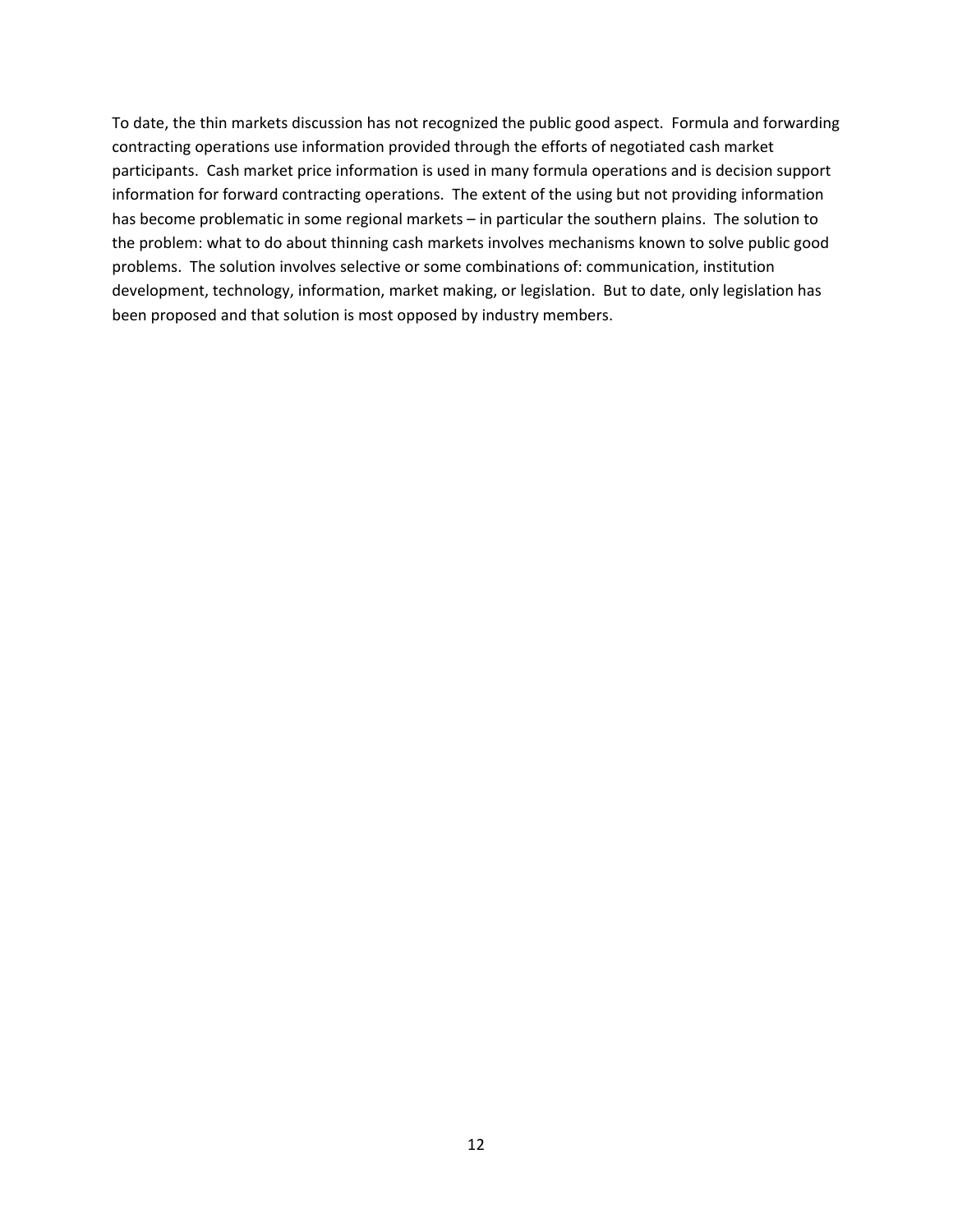To date, the thin markets discussion has not recognized the public good aspect. Formula and forwarding contracting operations use information provided through the efforts of negotiated cash market participants. Cash market price information is used in many formula operations and is decision support information for forward contracting operations. The extent of the using but not providing information has become problematic in some regional markets – in particular the southern plains. The solution to the problem: what to do about thinning cash markets involves mechanisms known to solve public good problems. The solution involves selective or some combinations of: communication, institution development, technology, information, market making, or legislation. But to date, only legislation has been proposed and that solution is most opposed by industry members.